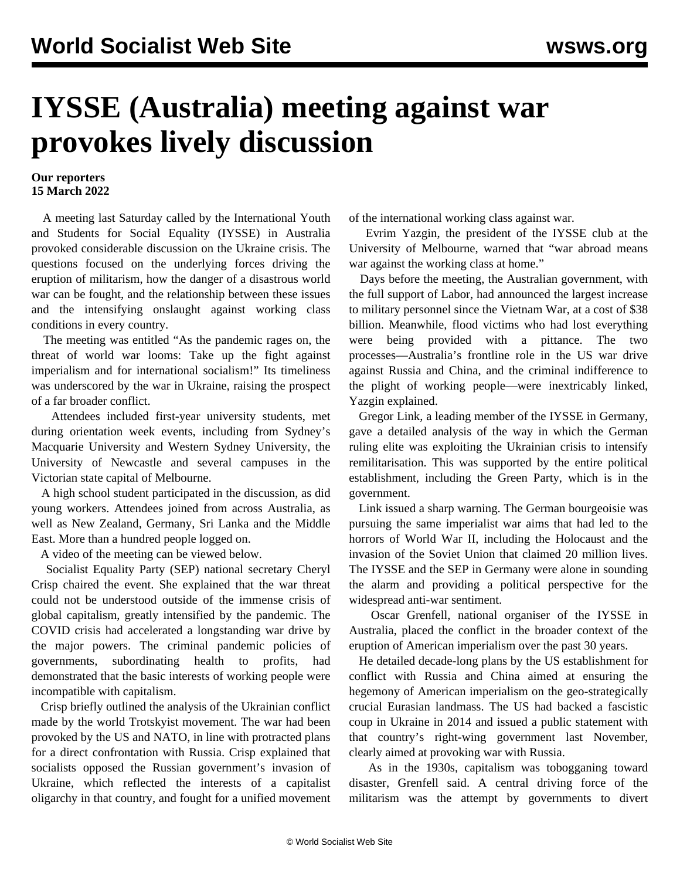# IYSSE (Australia) meeting against war provokes lively discussion

**Our reporters**
**15 March 2022**

A meeting last Saturday called by the International Youth and Students for Social Equality (IYSSE) in Australia provoked considerable discussion on the Ukraine crisis. The questions focused on the underlying forces driving the eruption of militarism, how the danger of a disastrous world war can be fought, and the relationship between these issues and the intensifying onslaught against working class conditions in every country.

The meeting was entitled "As the pandemic rages on, the threat of world war looms: Take up the fight against imperialism and for international socialism!" Its timeliness was underscored by the war in Ukraine, raising the prospect of a far broader conflict.

Attendees included first-year university students, met during orientation week events, including from Sydney's Macquarie University and Western Sydney University, the University of Newcastle and several campuses in the Victorian state capital of Melbourne.

A high school student participated in the discussion, as did young workers. Attendees joined from across Australia, as well as New Zealand, Germany, Sri Lanka and the Middle East. More than a hundred people logged on.

A video of the meeting can be viewed below.

Socialist Equality Party (SEP) national secretary Cheryl Crisp chaired the event. She explained that the war threat could not be understood outside of the immense crisis of global capitalism, greatly intensified by the pandemic. The COVID crisis had accelerated a longstanding war drive by the major powers. The criminal pandemic policies of governments, subordinating health to profits, had demonstrated that the basic interests of working people were incompatible with capitalism.

Crisp briefly outlined the analysis of the Ukrainian conflict made by the world Trotskyist movement. The war had been provoked by the US and NATO, in line with protracted plans for a direct confrontation with Russia. Crisp explained that socialists opposed the Russian government's invasion of Ukraine, which reflected the interests of a capitalist oligarchy in that country, and fought for a unified movement of the international working class against war.

Evrim Yazgin, the president of the IYSSE club at the University of Melbourne, warned that "war abroad means war against the working class at home."

Days before the meeting, the Australian government, with the full support of Labor, had announced the largest increase to military personnel since the Vietnam War, at a cost of $38 billion. Meanwhile, flood victims who had lost everything were being provided with a pittance. The two processes—Australia's frontline role in the US war drive against Russia and China, and the criminal indifference to the plight of working people—were inextricably linked, Yazgin explained.

Gregor Link, a leading member of the IYSSE in Germany, gave a detailed analysis of the way in which the German ruling elite was exploiting the Ukrainian crisis to intensify remilitarisation. This was supported by the entire political establishment, including the Green Party, which is in the government.

Link issued a sharp warning. The German bourgeoisie was pursuing the same imperialist war aims that had led to the horrors of World War II, including the Holocaust and the invasion of the Soviet Union that claimed 20 million lives. The IYSSE and the SEP in Germany were alone in sounding the alarm and providing a political perspective for the widespread anti-war sentiment.

Oscar Grenfell, national organiser of the IYSSE in Australia, placed the conflict in the broader context of the eruption of American imperialism over the past 30 years.

He detailed decade-long plans by the US establishment for conflict with Russia and China aimed at ensuring the hegemony of American imperialism on the geo-strategically crucial Eurasian landmass. The US had backed a fascistic coup in Ukraine in 2014 and issued a public statement with that country's right-wing government last November, clearly aimed at provoking war with Russia.

As in the 1930s, capitalism was tobogganing toward disaster, Grenfell said. A central driving force of the militarism was the attempt by governments to divert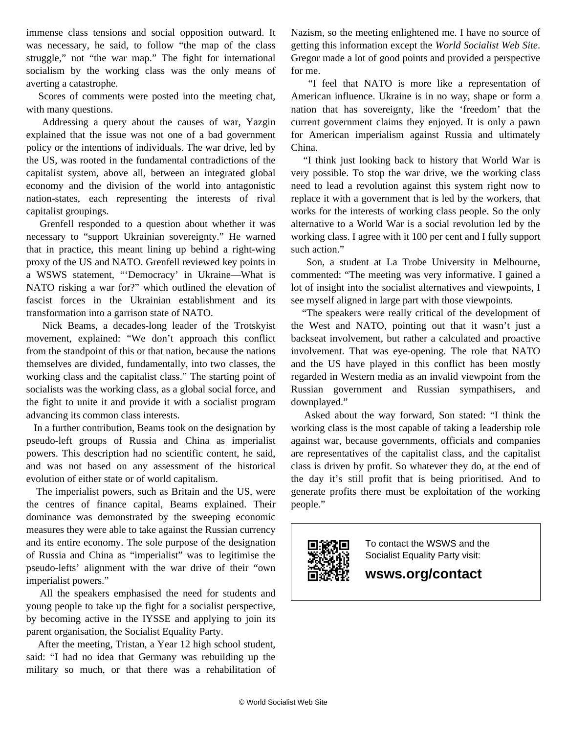immense class tensions and social opposition outward. It was necessary, he said, to follow "the map of the class struggle," not "the war map." The fight for international socialism by the working class was the only means of averting a catastrophe.

Scores of comments were posted into the meeting chat, with many questions.

Addressing a query about the causes of war, Yazgin explained that the issue was not one of a bad government policy or the intentions of individuals. The war drive, led by the US, was rooted in the fundamental contradictions of the capitalist system, above all, between an integrated global economy and the division of the world into antagonistic nation-states, each representing the interests of rival capitalist groupings.

Grenfell responded to a question about whether it was necessary to "support Ukrainian sovereignty." He warned that in practice, this meant lining up behind a right-wing proxy of the US and NATO. Grenfell reviewed key points in a WSWS statement, "'Democracy' in Ukraine—What is NATO risking a war for?" which outlined the elevation of fascist forces in the Ukrainian establishment and its transformation into a garrison state of NATO.

Nick Beams, a decades-long leader of the Trotskyist movement, explained: "We don't approach this conflict from the standpoint of this or that nation, because the nations themselves are divided, fundamentally, into two classes, the working class and the capitalist class." The starting point of socialists was the working class, as a global social force, and the fight to unite it and provide it with a socialist program advancing its common class interests.

In a further contribution, Beams took on the designation by pseudo-left groups of Russia and China as imperialist powers. This description had no scientific content, he said, and was not based on any assessment of the historical evolution of either state or of world capitalism.

The imperialist powers, such as Britain and the US, were the centres of finance capital, Beams explained. Their dominance was demonstrated by the sweeping economic measures they were able to take against the Russian currency and its entire economy. The sole purpose of the designation of Russia and China as "imperialist" was to legitimise the pseudo-lefts' alignment with the war drive of their "own imperialist powers."

All the speakers emphasised the need for students and young people to take up the fight for a socialist perspective, by becoming active in the IYSSE and applying to join its parent organisation, the Socialist Equality Party.

After the meeting, Tristan, a Year 12 high school student, said: "I had no idea that Germany was rebuilding up the military so much, or that there was a rehabilitation of Nazism, so the meeting enlightened me. I have no source of getting this information except the *World Socialist Web Site*. Gregor made a lot of good points and provided a perspective for me.

"I feel that NATO is more like a representation of American influence. Ukraine is in no way, shape or form a nation that has sovereignty, like the 'freedom' that the current government claims they enjoyed. It is only a pawn for American imperialism against Russia and ultimately China.

"I think just looking back to history that World War is very possible. To stop the war drive, we the working class need to lead a revolution against this system right now to replace it with a government that is led by the workers, that works for the interests of working class people. So the only alternative to a World War is a social revolution led by the working class. I agree with it 100 per cent and I fully support such action."

Son, a student at La Trobe University in Melbourne, commented: "The meeting was very informative. I gained a lot of insight into the socialist alternatives and viewpoints, I see myself aligned in large part with those viewpoints.

"The speakers were really critical of the development of the West and NATO, pointing out that it wasn't just a backseat involvement, but rather a calculated and proactive involvement. That was eye-opening. The role that NATO and the US have played in this conflict has been mostly regarded in Western media as an invalid viewpoint from the Russian government and Russian sympathisers, and downplayed."

Asked about the way forward, Son stated: "I think the working class is the most capable of taking a leadership role against war, because governments, officials and companies are representatives of the capitalist class, and the capitalist class is driven by profit. So whatever they do, at the end of the day it's still profit that is being prioritised. And to generate profits there must be exploitation of the working people."

To contact the WSWS and the Socialist Equality Party visit:

**wsws.org/contact**